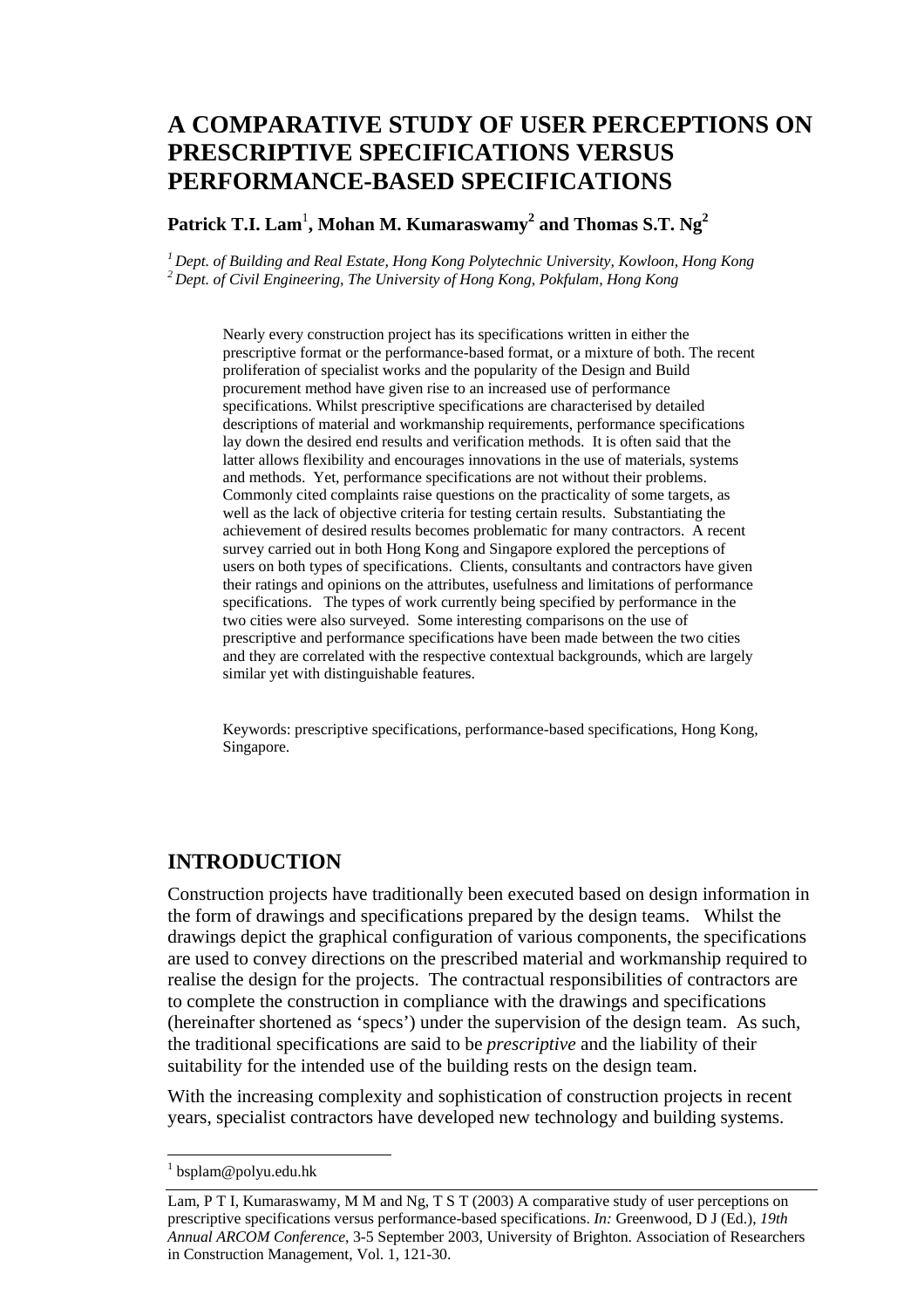# A COMPARATIVE STUDY OF USER PERCEPTIONS ON PRESCRIPTIVE SPECIFICATIONS VERSUS PERFORMANCE-BASED SPECIFICATIONS

**Patrick T.I. Lam[1], Mohan M. Kumaraswamy[2] and Thomas S.T. Ng[2]**

[1] *Dept. of Building and Real Estate, Hong Kong Polytechnic University, Kowloon, Hong Kong*
[2] *Dept. of Civil Engineering, The University of Hong Kong, Pokfulam, Hong Kong*

Nearly every construction project has its specifications written in either the prescriptive format or the performance-based format, or a mixture of both. The recent proliferation of specialist works and the popularity of the Design and Build procurement method have given rise to an increased use of performance specifications. Whilst prescriptive specifications are characterised by detailed descriptions of material and workmanship requirements, performance specifications lay down the desired end results and verification methods. It is often said that the latter allows flexibility and encourages innovations in the use of materials, systems and methods. Yet, performance specifications are not without their problems. Commonly cited complaints raise questions on the practicality of some targets, as well as the lack of objective criteria for testing certain results. Substantiating the achievement of desired results becomes problematic for many contractors. A recent survey carried out in both Hong Kong and Singapore explored the perceptions of users on both types of specifications. Clients, consultants and contractors have given their ratings and opinions on the attributes, usefulness and limitations of performance specifications. The types of work currently being specified by performance in the two cities were also surveyed. Some interesting comparisons on the use of prescriptive and performance specifications have been made between the two cities and they are correlated with the respective contextual backgrounds, which are largely similar yet with distinguishable features.

Keywords: prescriptive specifications, performance-based specifications, Hong Kong, Singapore.

## INTRODUCTION

Construction projects have traditionally been executed based on design information in the form of drawings and specifications prepared by the design teams. Whilst the drawings depict the graphical configuration of various components, the specifications are used to convey directions on the prescribed material and workmanship required to realise the design for the projects. The contractual responsibilities of contractors are to complete the construction in compliance with the drawings and specifications (hereinafter shortened as 'specs') under the supervision of the design team. As such, the traditional specifications are said to be *prescriptive* and the liability of their suitability for the intended use of the building rests on the design team.

With the increasing complexity and sophistication of construction projects in recent years, specialist contractors have developed new technology and building systems.

[1] bsplam@polyu.edu.hk

Lam, P T I, Kumaraswamy, M M and Ng, T S T (2003) A comparative study of user perceptions on prescriptive specifications versus performance-based specifications. *In:* Greenwood, D J (Ed.), *19th Annual ARCOM Conference*, 3-5 September 2003, University of Brighton. Association of Researchers in Construction Management, Vol. 1, 121-30.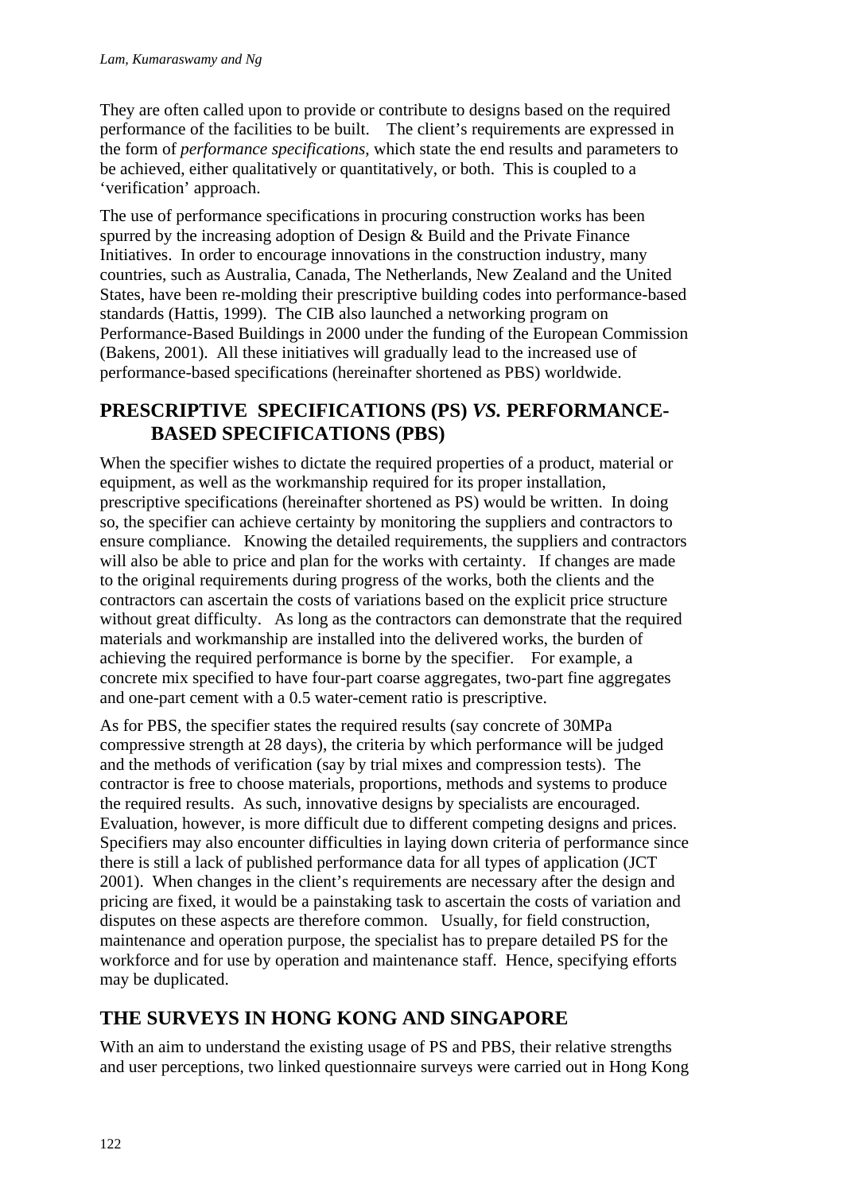They are often called upon to provide or contribute to designs based on the required performance of the facilities to be built. The client's requirements are expressed in the form of *performance specifications*, which state the end results and parameters to be achieved, either qualitatively or quantitatively, or both. This is coupled to a 'verification' approach.

The use of performance specifications in procuring construction works has been spurred by the increasing adoption of Design & Build and the Private Finance Initiatives. In order to encourage innovations in the construction industry, many countries, such as Australia, Canada, The Netherlands, New Zealand and the United States, have been re-molding their prescriptive building codes into performance-based standards (Hattis, 1999). The CIB also launched a networking program on Performance-Based Buildings in 2000 under the funding of the European Commission (Bakens, 2001). All these initiatives will gradually lead to the increased use of performance-based specifications (hereinafter shortened as PBS) worldwide.

## PRESCRIPTIVE SPECIFICATIONS (PS) *VS.* PERFORMANCE-BASED SPECIFICATIONS (PBS)

When the specifier wishes to dictate the required properties of a product, material or equipment, as well as the workmanship required for its proper installation, prescriptive specifications (hereinafter shortened as PS) would be written. In doing so, the specifier can achieve certainty by monitoring the suppliers and contractors to ensure compliance. Knowing the detailed requirements, the suppliers and contractors will also be able to price and plan for the works with certainty. If changes are made to the original requirements during progress of the works, both the clients and the contractors can ascertain the costs of variations based on the explicit price structure without great difficulty. As long as the contractors can demonstrate that the required materials and workmanship are installed into the delivered works, the burden of achieving the required performance is borne by the specifier. For example, a concrete mix specified to have four-part coarse aggregates, two-part fine aggregates and one-part cement with a 0.5 water-cement ratio is prescriptive.

As for PBS, the specifier states the required results (say concrete of 30MPa compressive strength at 28 days), the criteria by which performance will be judged and the methods of verification (say by trial mixes and compression tests). The contractor is free to choose materials, proportions, methods and systems to produce the required results. As such, innovative designs by specialists are encouraged. Evaluation, however, is more difficult due to different competing designs and prices. Specifiers may also encounter difficulties in laying down criteria of performance since there is still a lack of published performance data for all types of application (JCT 2001). When changes in the client's requirements are necessary after the design and pricing are fixed, it would be a painstaking task to ascertain the costs of variation and disputes on these aspects are therefore common. Usually, for field construction, maintenance and operation purpose, the specialist has to prepare detailed PS for the workforce and for use by operation and maintenance staff. Hence, specifying efforts may be duplicated.

## THE SURVEYS IN HONG KONG AND SINGAPORE

With an aim to understand the existing usage of PS and PBS, their relative strengths and user perceptions, two linked questionnaire surveys were carried out in Hong Kong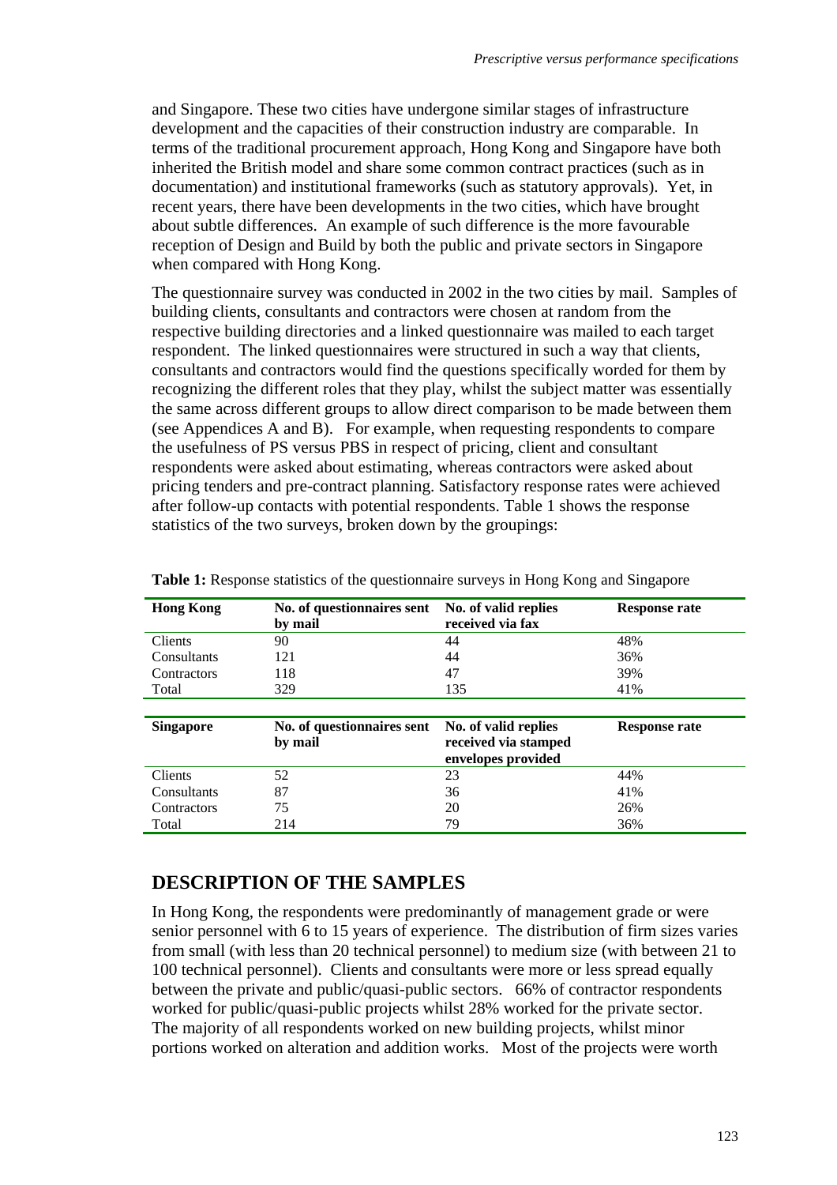and Singapore. These two cities have undergone similar stages of infrastructure development and the capacities of their construction industry are comparable. In terms of the traditional procurement approach, Hong Kong and Singapore have both inherited the British model and share some common contract practices (such as in documentation) and institutional frameworks (such as statutory approvals). Yet, in recent years, there have been developments in the two cities, which have brought about subtle differences. An example of such difference is the more favourable reception of Design and Build by both the public and private sectors in Singapore when compared with Hong Kong.

The questionnaire survey was conducted in 2002 in the two cities by mail. Samples of building clients, consultants and contractors were chosen at random from the respective building directories and a linked questionnaire was mailed to each target respondent. The linked questionnaires were structured in such a way that clients, consultants and contractors would find the questions specifically worded for them by recognizing the different roles that they play, whilst the subject matter was essentially the same across different groups to allow direct comparison to be made between them (see Appendices A and B). For example, when requesting respondents to compare the usefulness of PS versus PBS in respect of pricing, client and consultant respondents were asked about estimating, whereas contractors were asked about pricing tenders and pre-contract planning. Satisfactory response rates were achieved after follow-up contacts with potential respondents. Table 1 shows the response statistics of the two surveys, broken down by the groupings:

**Table 1:** Response statistics of the questionnaire surveys in Hong Kong and Singapore

| **Hong Kong** | **No. of questionnaires sent by mail** | **No. of valid replies received via fax** | **Response rate** |
|---|---|---|---|
| Clients | 90 | 44 | 48% |
| Consultants | 121 | 44 | 36% |
| Contractors | 118 | 47 | 39% |
| Total | 329 | 135 | 41% |

| **Singapore** | **No. of questionnaires sent by mail** | **No. of valid replies received via stamped envelopes provided** | **Response rate** |
|---|---|---|---|
| Clients | 52 | 23 | 44% |
| Consultants | 87 | 36 | 41% |
| Contractors | 75 | 20 | 26% |
| Total | 214 | 79 | 36% |

## DESCRIPTION OF THE SAMPLES

In Hong Kong, the respondents were predominantly of management grade or were senior personnel with 6 to 15 years of experience. The distribution of firm sizes varies from small (with less than 20 technical personnel) to medium size (with between 21 to 100 technical personnel). Clients and consultants were more or less spread equally between the private and public/quasi-public sectors. 66% of contractor respondents worked for public/quasi-public projects whilst 28% worked for the private sector. The majority of all respondents worked on new building projects, whilst minor portions worked on alteration and addition works. Most of the projects were worth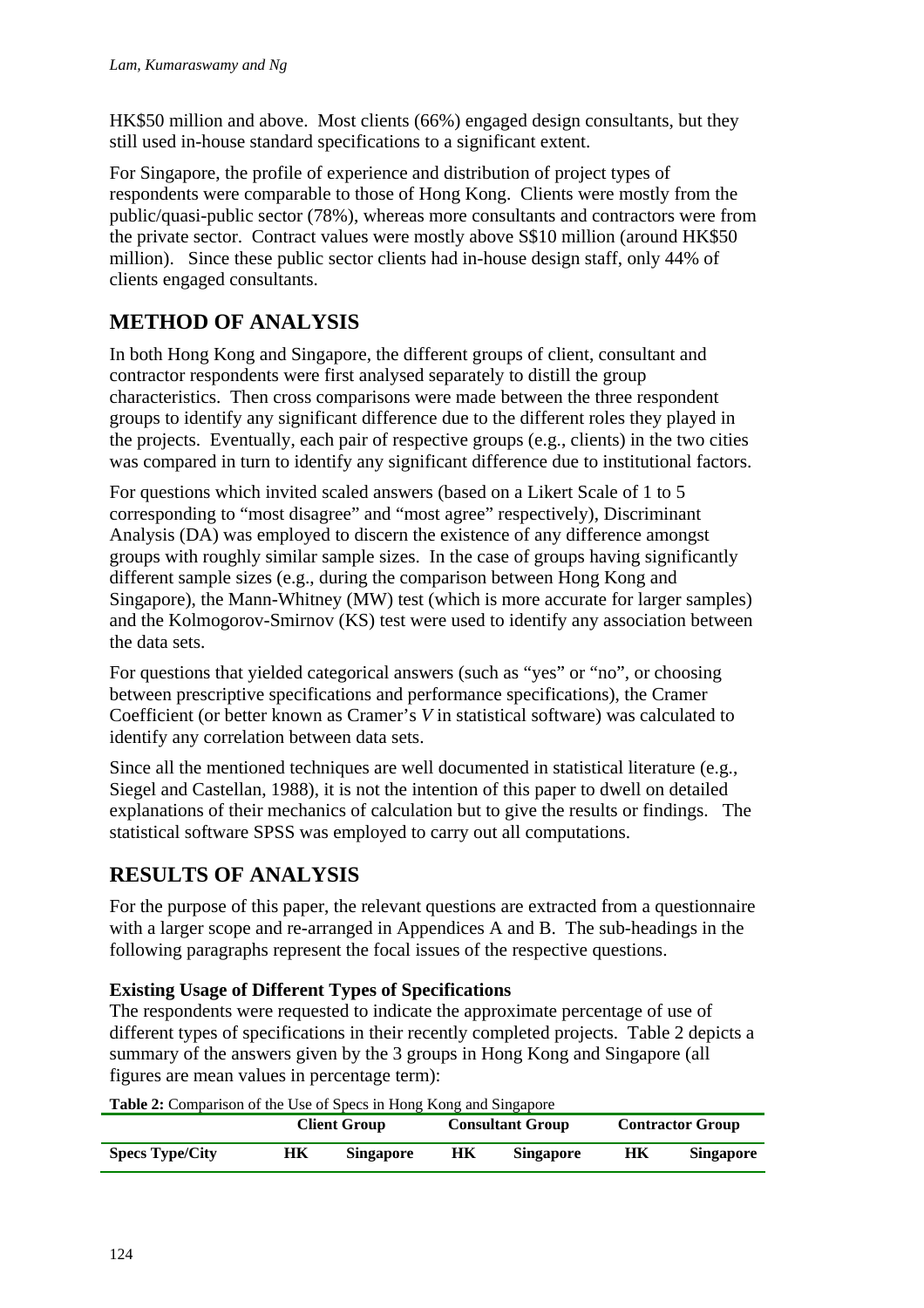HK$50 million and above. Most clients (66%) engaged design consultants, but they still used in-house standard specifications to a significant extent.

For Singapore, the profile of experience and distribution of project types of respondents were comparable to those of Hong Kong. Clients were mostly from the public/quasi-public sector (78%), whereas more consultants and contractors were from the private sector. Contract values were mostly above S$10 million (around HK$50 million). Since these public sector clients had in-house design staff, only 44% of clients engaged consultants.

## METHOD OF ANALYSIS

In both Hong Kong and Singapore, the different groups of client, consultant and contractor respondents were first analysed separately to distill the group characteristics. Then cross comparisons were made between the three respondent groups to identify any significant difference due to the different roles they played in the projects. Eventually, each pair of respective groups (e.g., clients) in the two cities was compared in turn to identify any significant difference due to institutional factors.

For questions which invited scaled answers (based on a Likert Scale of 1 to 5 corresponding to "most disagree" and "most agree" respectively), Discriminant Analysis (DA) was employed to discern the existence of any difference amongst groups with roughly similar sample sizes. In the case of groups having significantly different sample sizes (e.g., during the comparison between Hong Kong and Singapore), the Mann-Whitney (MW) test (which is more accurate for larger samples) and the Kolmogorov-Smirnov (KS) test were used to identify any association between the data sets.

For questions that yielded categorical answers (such as "yes" or "no", or choosing between prescriptive specifications and performance specifications), the Cramer Coefficient (or better known as Cramer's *V* in statistical software) was calculated to identify any correlation between data sets.

Since all the mentioned techniques are well documented in statistical literature (e.g., Siegel and Castellan, 1988), it is not the intention of this paper to dwell on detailed explanations of their mechanics of calculation but to give the results or findings. The statistical software SPSS was employed to carry out all computations.

## RESULTS OF ANALYSIS

For the purpose of this paper, the relevant questions are extracted from a questionnaire with a larger scope and re-arranged in Appendices A and B. The sub-headings in the following paragraphs represent the focal issues of the respective questions.

### Existing Usage of Different Types of Specifications

The respondents were requested to indicate the approximate percentage of use of different types of specifications in their recently completed projects. Table 2 depicts a summary of the answers given by the 3 groups in Hong Kong and Singapore (all figures are mean values in percentage term):

**Table 2:** Comparison of the Use of Specs in Hong Kong and Singapore

| | Client Group | | Consultant Group | | Contractor Group | |
|---|---|---|---|---|---|---|
| **Specs Type/City** | **HK** | **Singapore** | **HK** | **Singapore** | **HK** | **Singapore** |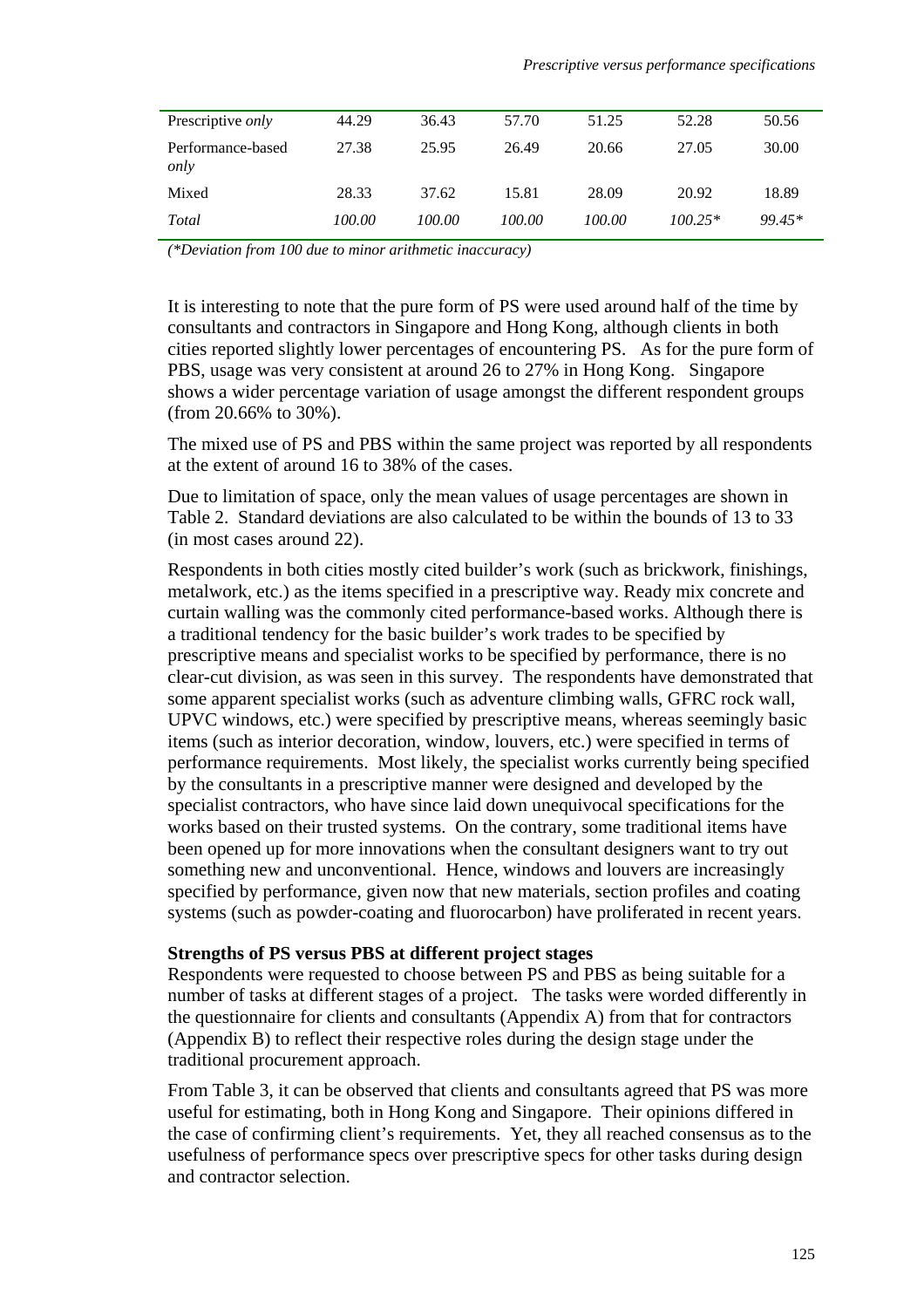| Prescriptive *only* | 44.29 | 36.43 | 57.70 | 51.25 | 52.28 | 50.56 |
|---|---|---|---|---|---|---|
| Performance-based *only* | 27.38 | 25.95 | 26.49 | 20.66 | 27.05 | 30.00 |
| Mixed | 28.33 | 37.62 | 15.81 | 28.09 | 20.92 | 18.89 |
| *Total* | *100.00* | *100.00* | *100.00* | *100.00* | *100.25** | *99.45** |

*(\*Deviation from 100 due to minor arithmetic inaccuracy)*

It is interesting to note that the pure form of PS were used around half of the time by consultants and contractors in Singapore and Hong Kong, although clients in both cities reported slightly lower percentages of encountering PS. As for the pure form of PBS, usage was very consistent at around 26 to 27% in Hong Kong. Singapore shows a wider percentage variation of usage amongst the different respondent groups (from 20.66% to 30%).

The mixed use of PS and PBS within the same project was reported by all respondents at the extent of around 16 to 38% of the cases.

Due to limitation of space, only the mean values of usage percentages are shown in Table 2. Standard deviations are also calculated to be within the bounds of 13 to 33 (in most cases around 22).

Respondents in both cities mostly cited builder's work (such as brickwork, finishings, metalwork, etc.) as the items specified in a prescriptive way. Ready mix concrete and curtain walling was the commonly cited performance-based works. Although there is a traditional tendency for the basic builder's work trades to be specified by prescriptive means and specialist works to be specified by performance, there is no clear-cut division, as was seen in this survey. The respondents have demonstrated that some apparent specialist works (such as adventure climbing walls, GFRC rock wall, UPVC windows, etc.) were specified by prescriptive means, whereas seemingly basic items (such as interior decoration, window, louvers, etc.) were specified in terms of performance requirements. Most likely, the specialist works currently being specified by the consultants in a prescriptive manner were designed and developed by the specialist contractors, who have since laid down unequivocal specifications for the works based on their trusted systems. On the contrary, some traditional items have been opened up for more innovations when the consultant designers want to try out something new and unconventional. Hence, windows and louvers are increasingly specified by performance, given now that new materials, section profiles and coating systems (such as powder-coating and fluorocarbon) have proliferated in recent years.

**Strengths of PS versus PBS at different project stages**

Respondents were requested to choose between PS and PBS as being suitable for a number of tasks at different stages of a project. The tasks were worded differently in the questionnaire for clients and consultants (Appendix A) from that for contractors (Appendix B) to reflect their respective roles during the design stage under the traditional procurement approach.

From Table 3, it can be observed that clients and consultants agreed that PS was more useful for estimating, both in Hong Kong and Singapore. Their opinions differed in the case of confirming client's requirements. Yet, they all reached consensus as to the usefulness of performance specs over prescriptive specs for other tasks during design and contractor selection.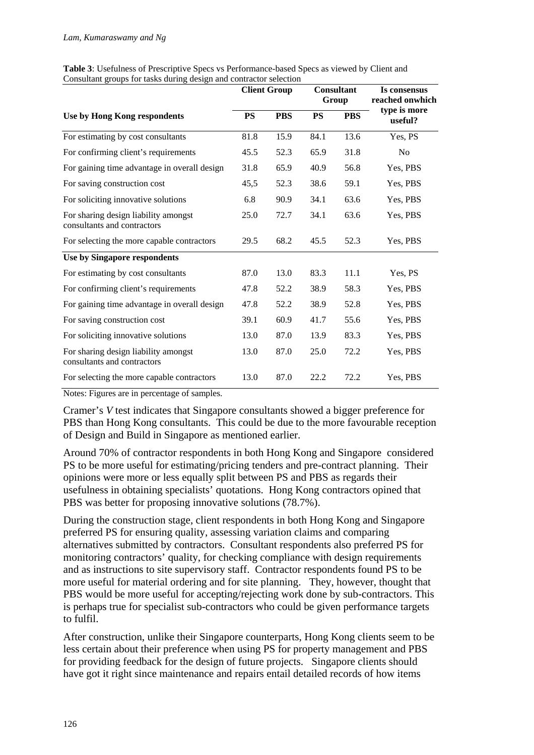**Table 3**: Usefulness of Prescriptive Specs vs Performance-based Specs as viewed by Client and Consultant groups for tasks during design and contractor selection

| | Client Group | | Consultant Group | | Is consensus reached onwhich |
|---|---|---|---|---|---|
| **Use by Hong Kong respondents** | **PS** | **PBS** | **PS** | **PBS** | **type is more useful?** |
| For estimating by cost consultants | 81.8 | 15.9 | 84.1 | 13.6 | Yes, PS |
| For confirming client's requirements | 45.5 | 52.3 | 65.9 | 31.8 | No |
| For gaining time advantage in overall design | 31.8 | 65.9 | 40.9 | 56.8 | Yes, PBS |
| For saving construction cost | 45,5 | 52.3 | 38.6 | 59.1 | Yes, PBS |
| For soliciting innovative solutions | 6.8 | 90.9 | 34.1 | 63.6 | Yes, PBS |
| For sharing design liability amongst consultants and contractors | 25.0 | 72.7 | 34.1 | 63.6 | Yes, PBS |
| For selecting the more capable contractors | 29.5 | 68.2 | 45.5 | 52.3 | Yes, PBS |
| **Use by Singapore respondents** | | | | | |
| For estimating by cost consultants | 87.0 | 13.0 | 83.3 | 11.1 | Yes, PS |
| For confirming client's requirements | 47.8 | 52.2 | 38.9 | 58.3 | Yes, PBS |
| For gaining time advantage in overall design | 47.8 | 52.2 | 38.9 | 52.8 | Yes, PBS |
| For saving construction cost | 39.1 | 60.9 | 41.7 | 55.6 | Yes, PBS |
| For soliciting innovative solutions | 13.0 | 87.0 | 13.9 | 83.3 | Yes, PBS |
| For sharing design liability amongst consultants and contractors | 13.0 | 87.0 | 25.0 | 72.2 | Yes, PBS |
| For selecting the more capable contractors | 13.0 | 87.0 | 22.2 | 72.2 | Yes, PBS |

Notes: Figures are in percentage of samples.

Cramer's *V* test indicates that Singapore consultants showed a bigger preference for PBS than Hong Kong consultants. This could be due to the more favourable reception of Design and Build in Singapore as mentioned earlier.

Around 70% of contractor respondents in both Hong Kong and Singapore considered PS to be more useful for estimating/pricing tenders and pre-contract planning. Their opinions were more or less equally split between PS and PBS as regards their usefulness in obtaining specialists' quotations. Hong Kong contractors opined that PBS was better for proposing innovative solutions (78.7%).

During the construction stage, client respondents in both Hong Kong and Singapore preferred PS for ensuring quality, assessing variation claims and comparing alternatives submitted by contractors. Consultant respondents also preferred PS for monitoring contractors' quality, for checking compliance with design requirements and as instructions to site supervisory staff. Contractor respondents found PS to be more useful for material ordering and for site planning. They, however, thought that PBS would be more useful for accepting/rejecting work done by sub-contractors. This is perhaps true for specialist sub-contractors who could be given performance targets to fulfil.

After construction, unlike their Singapore counterparts, Hong Kong clients seem to be less certain about their preference when using PS for property management and PBS for providing feedback for the design of future projects. Singapore clients should have got it right since maintenance and repairs entail detailed records of how items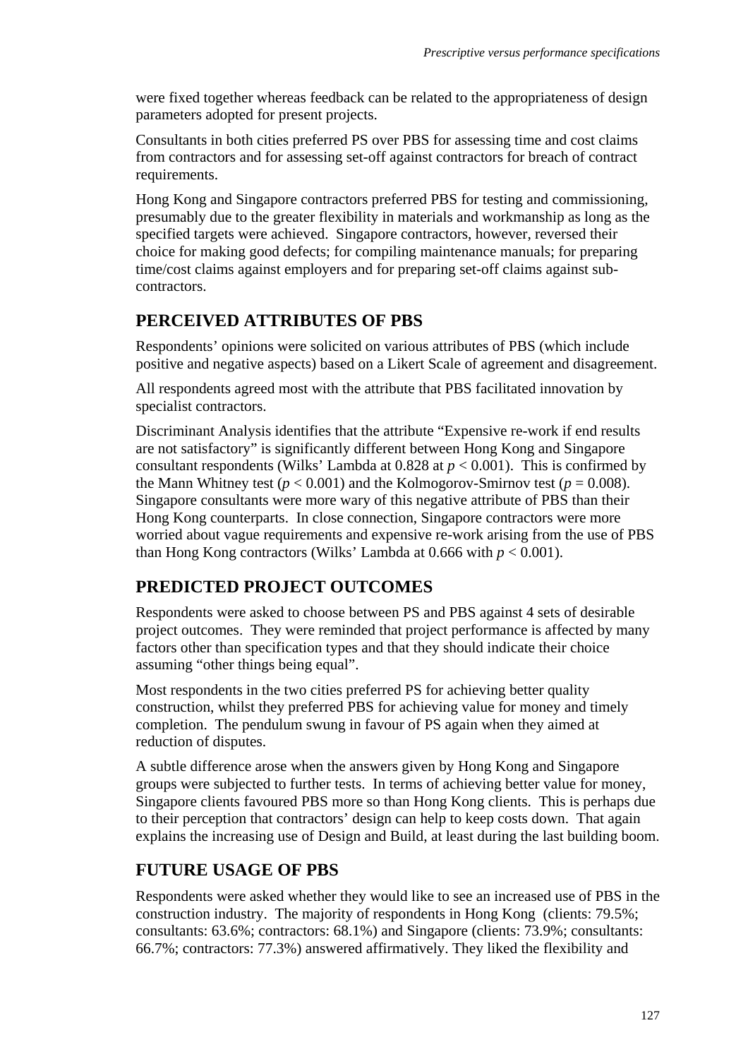were fixed together whereas feedback can be related to the appropriateness of design parameters adopted for present projects.

Consultants in both cities preferred PS over PBS for assessing time and cost claims from contractors and for assessing set-off against contractors for breach of contract requirements.

Hong Kong and Singapore contractors preferred PBS for testing and commissioning, presumably due to the greater flexibility in materials and workmanship as long as the specified targets were achieved. Singapore contractors, however, reversed their choice for making good defects; for compiling maintenance manuals; for preparing time/cost claims against employers and for preparing set-off claims against sub-contractors.

## PERCEIVED ATTRIBUTES OF PBS

Respondents' opinions were solicited on various attributes of PBS (which include positive and negative aspects) based on a Likert Scale of agreement and disagreement.

All respondents agreed most with the attribute that PBS facilitated innovation by specialist contractors.

Discriminant Analysis identifies that the attribute "Expensive re-work if end results are not satisfactory" is significantly different between Hong Kong and Singapore consultant respondents (Wilks' Lambda at 0.828 at $p < 0.001$). This is confirmed by the Mann Whitney test ($p < 0.001$) and the Kolmogorov-Smirnov test ($p = 0.008$). Singapore consultants were more wary of this negative attribute of PBS than their Hong Kong counterparts. In close connection, Singapore contractors were more worried about vague requirements and expensive re-work arising from the use of PBS than Hong Kong contractors (Wilks' Lambda at 0.666 with $p < 0.001$).

## PREDICTED PROJECT OUTCOMES

Respondents were asked to choose between PS and PBS against 4 sets of desirable project outcomes. They were reminded that project performance is affected by many factors other than specification types and that they should indicate their choice assuming "other things being equal".

Most respondents in the two cities preferred PS for achieving better quality construction, whilst they preferred PBS for achieving value for money and timely completion. The pendulum swung in favour of PS again when they aimed at reduction of disputes.

A subtle difference arose when the answers given by Hong Kong and Singapore groups were subjected to further tests. In terms of achieving better value for money, Singapore clients favoured PBS more so than Hong Kong clients. This is perhaps due to their perception that contractors' design can help to keep costs down. That again explains the increasing use of Design and Build, at least during the last building boom.

## FUTURE USAGE OF PBS

Respondents were asked whether they would like to see an increased use of PBS in the construction industry. The majority of respondents in Hong Kong (clients: 79.5%; consultants: 63.6%; contractors: 68.1%) and Singapore (clients: 73.9%; consultants: 66.7%; contractors: 77.3%) answered affirmatively. They liked the flexibility and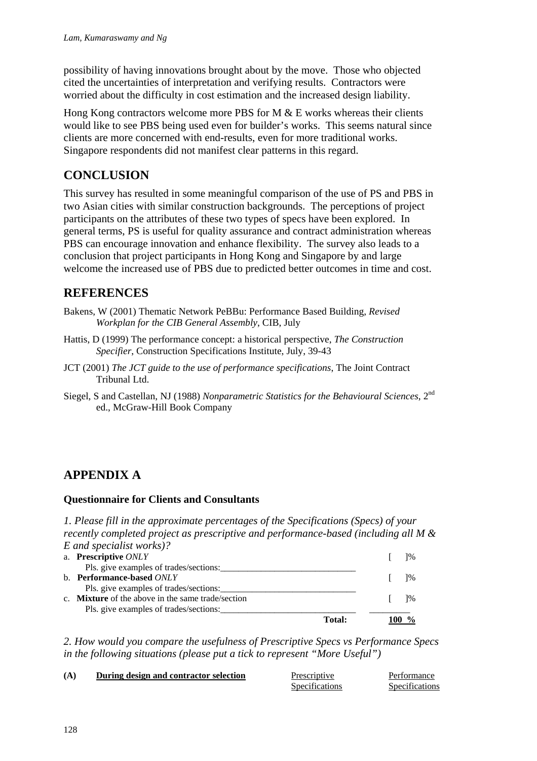possibility of having innovations brought about by the move. Those who objected cited the uncertainties of interpretation and verifying results. Contractors were worried about the difficulty in cost estimation and the increased design liability.

Hong Kong contractors welcome more PBS for M & E works whereas their clients would like to see PBS being used even for builder's works. This seems natural since clients are more concerned with end-results, even for more traditional works. Singapore respondents did not manifest clear patterns in this regard.

## CONCLUSION

This survey has resulted in some meaningful comparison of the use of PS and PBS in two Asian cities with similar construction backgrounds. The perceptions of project participants on the attributes of these two types of specs have been explored. In general terms, PS is useful for quality assurance and contract administration whereas PBS can encourage innovation and enhance flexibility. The survey also leads to a conclusion that project participants in Hong Kong and Singapore by and large welcome the increased use of PBS due to predicted better outcomes in time and cost.

## REFERENCES

Bakens, W (2001) Thematic Network PeBBu: Performance Based Building, *Revised Workplan for the CIB General Assembly*, CIB, July

Hattis, D (1999) The performance concept: a historical perspective, *The Construction Specifier*, Construction Specifications Institute, July, 39-43

JCT (2001) *The JCT guide to the use of performance specifications*, The Joint Contract Tribunal Ltd.

Siegel, S and Castellan, NJ (1988) *Nonparametric Statistics for the Behavioural Sciences*, 2nd ed., McGraw-Hill Book Company

## APPENDIX A

### Questionnaire for Clients and Consultants

*1. Please fill in the approximate percentages of the Specifications (Specs) of your recently completed project as prescriptive and performance-based (including all M & E and specialist works)?*

a. **Prescriptive** *ONLY* [ ]%
   Pls. give examples of trades/sections:______________________________

b. **Performance-based** *ONLY* [ ]%
   Pls. give examples of trades/sections:______________________________

c. **Mixture** of the above in the same trade/section [ ]%
   Pls. give examples of trades/sections:______________________________

**Total: 100 %**

*2. How would you compare the usefulness of Prescriptive Specs vs Performance Specs in the following situations (please put a tick to represent "More Useful")*

| **(A)** | **During design and contractor selection** | Prescriptive Specifications | Performance Specifications |
|---|---|---|---|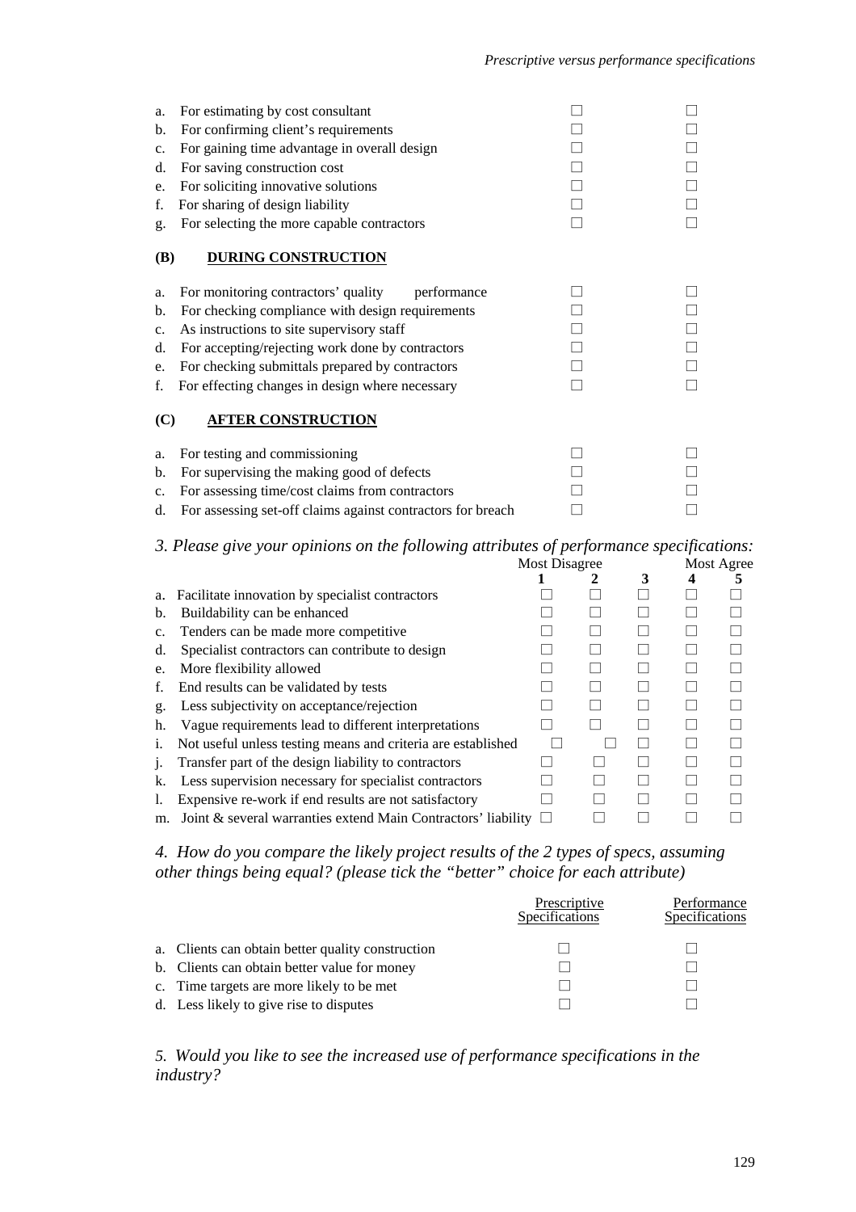| | | |
|---|---|---|
| a. For estimating by cost consultant | ☐ | ☐ |
| b. For confirming client's requirements | ☐ | ☐ |
| c. For gaining time advantage in overall design | ☐ | ☐ |
| d. For saving construction cost | ☐ | ☐ |
| e. For soliciting innovative solutions | ☐ | ☐ |
| f. For sharing of design liability | ☐ | ☐ |
| g. For selecting the more capable contractors | ☐ | ☐ |

**(B) DURING CONSTRUCTION**

| | | |
|---|---|---|
| a. For monitoring contractors' quality performance | ☐ | ☐ |
| b. For checking compliance with design requirements | ☐ | ☐ |
| c. As instructions to site supervisory staff | ☐ | ☐ |
| d. For accepting/rejecting work done by contractors | ☐ | ☐ |
| e. For checking submittals prepared by contractors | ☐ | ☐ |
| f. For effecting changes in design where necessary | ☐ | ☐ |

**(C) AFTER CONSTRUCTION**

| | | |
|---|---|---|
| a. For testing and commissioning | ☐ | ☐ |
| b. For supervising the making good of defects | ☐ | ☐ |
| c. For assessing time/cost claims from contractors | ☐ | ☐ |
| d. For assessing set-off claims against contractors for breach | ☐ | ☐ |

*3. Please give your opinions on the following attributes of performance specifications:*

| | Most Disagree 1 | 2 | 3 | 4 | Most Agree 5 |
|---|---|---|---|---|---|
| a. Facilitate innovation by specialist contractors | ☐ | ☐ | ☐ | ☐ | ☐ |
| b. Buildability can be enhanced | ☐ | ☐ | ☐ | ☐ | ☐ |
| c. Tenders can be made more competitive | ☐ | ☐ | ☐ | ☐ | ☐ |
| d. Specialist contractors can contribute to design | ☐ | ☐ | ☐ | ☐ | ☐ |
| e. More flexibility allowed | ☐ | ☐ | ☐ | ☐ | ☐ |
| f. End results can be validated by tests | ☐ | ☐ | ☐ | ☐ | ☐ |
| g. Less subjectivity on acceptance/rejection | ☐ | ☐ | ☐ | ☐ | ☐ |
| h. Vague requirements lead to different interpretations | ☐ | ☐ | ☐ | ☐ | ☐ |
| i. Not useful unless testing means and criteria are established | ☐ | ☐ | ☐ | ☐ | ☐ |
| j. Transfer part of the design liability to contractors | ☐ | ☐ | ☐ | ☐ | ☐ |
| k. Less supervision necessary for specialist contractors | ☐ | ☐ | ☐ | ☐ | ☐ |
| l. Expensive re-work if end results are not satisfactory | ☐ | ☐ | ☐ | ☐ | ☐ |
| m. Joint & several warranties extend Main Contractors' liability | ☐ | ☐ | ☐ | ☐ | ☐ |

*4. How do you compare the likely project results of the 2 types of specs, assuming other things being equal? (please tick the "better" choice for each attribute)*

| | Prescriptive Specifications | Performance Specifications |
|---|---|---|
| a. Clients can obtain better quality construction | ☐ | ☐ |
| b. Clients can obtain better value for money | ☐ | ☐ |
| c. Time targets are more likely to be met | ☐ | ☐ |
| d. Less likely to give rise to disputes | ☐ | ☐ |

*5. Would you like to see the increased use of performance specifications in the industry?*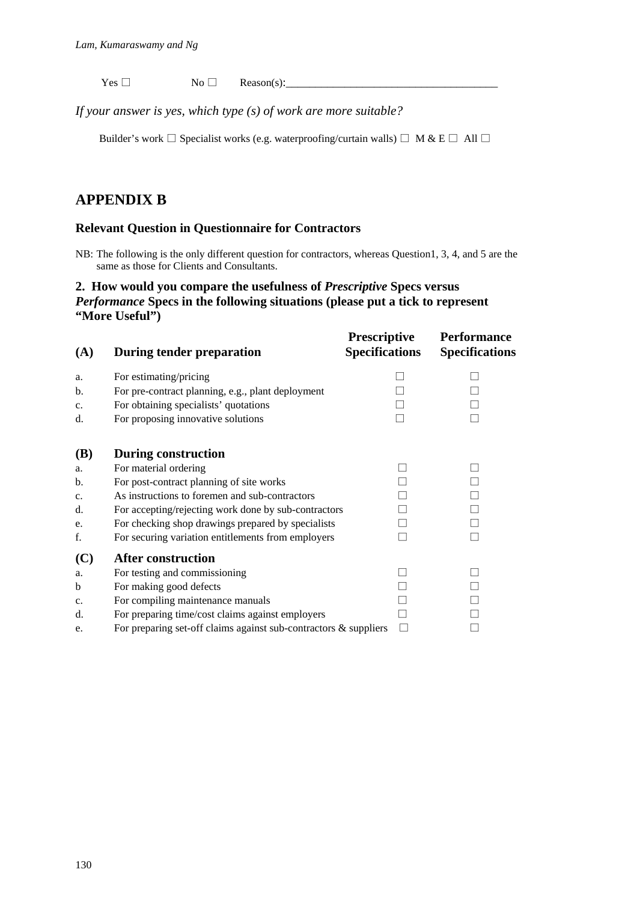Yes ☐ No ☐ Reason(s):\_\_\_\_\_\_\_\_\_\_\_\_\_\_\_\_\_\_\_\_\_\_\_\_\_\_\_\_\_\_\_\_\_\_\_\_\_\_\_\_

*If your answer is yes, which type (s) of work are more suitable?*

Builder's work ☐ Specialist works (e.g. waterproofing/curtain walls) ☐ M & E ☐ All ☐

## APPENDIX B

### Relevant Question in Questionnaire for Contractors

NB: The following is the only different question for contractors, whereas Question1, 3, 4, and 5 are the same as those for Clients and Consultants.

**2. How would you compare the usefulness of *Prescriptive* Specs versus *Performance* Specs in the following situations (please put a tick to represent "More Useful")**

| | | Prescriptive Specifications | Performance Specifications |
|---|---|---|---|
| **(A)** | **During tender preparation** | | |
| a. | For estimating/pricing | ☐ | ☐ |
| b. | For pre-contract planning, e.g., plant deployment | ☐ | ☐ |
| c. | For obtaining specialists' quotations | ☐ | ☐ |
| d. | For proposing innovative solutions | ☐ | ☐ |
| **(B)** | **During construction** | | |
| a. | For material ordering | ☐ | ☐ |
| b. | For post-contract planning of site works | ☐ | ☐ |
| c. | As instructions to foremen and sub-contractors | ☐ | ☐ |
| d. | For accepting/rejecting work done by sub-contractors | ☐ | ☐ |
| e. | For checking shop drawings prepared by specialists | ☐ | ☐ |
| f. | For securing variation entitlements from employers | ☐ | ☐ |
| **(C)** | **After construction** | | |
| a. | For testing and commissioning | ☐ | ☐ |
| b | For making good defects | ☐ | ☐ |
| c. | For compiling maintenance manuals | ☐ | ☐ |
| d. | For preparing time/cost claims against employers | ☐ | ☐ |
| e. | For preparing set-off claims against sub-contractors & suppliers | ☐ | ☐ |